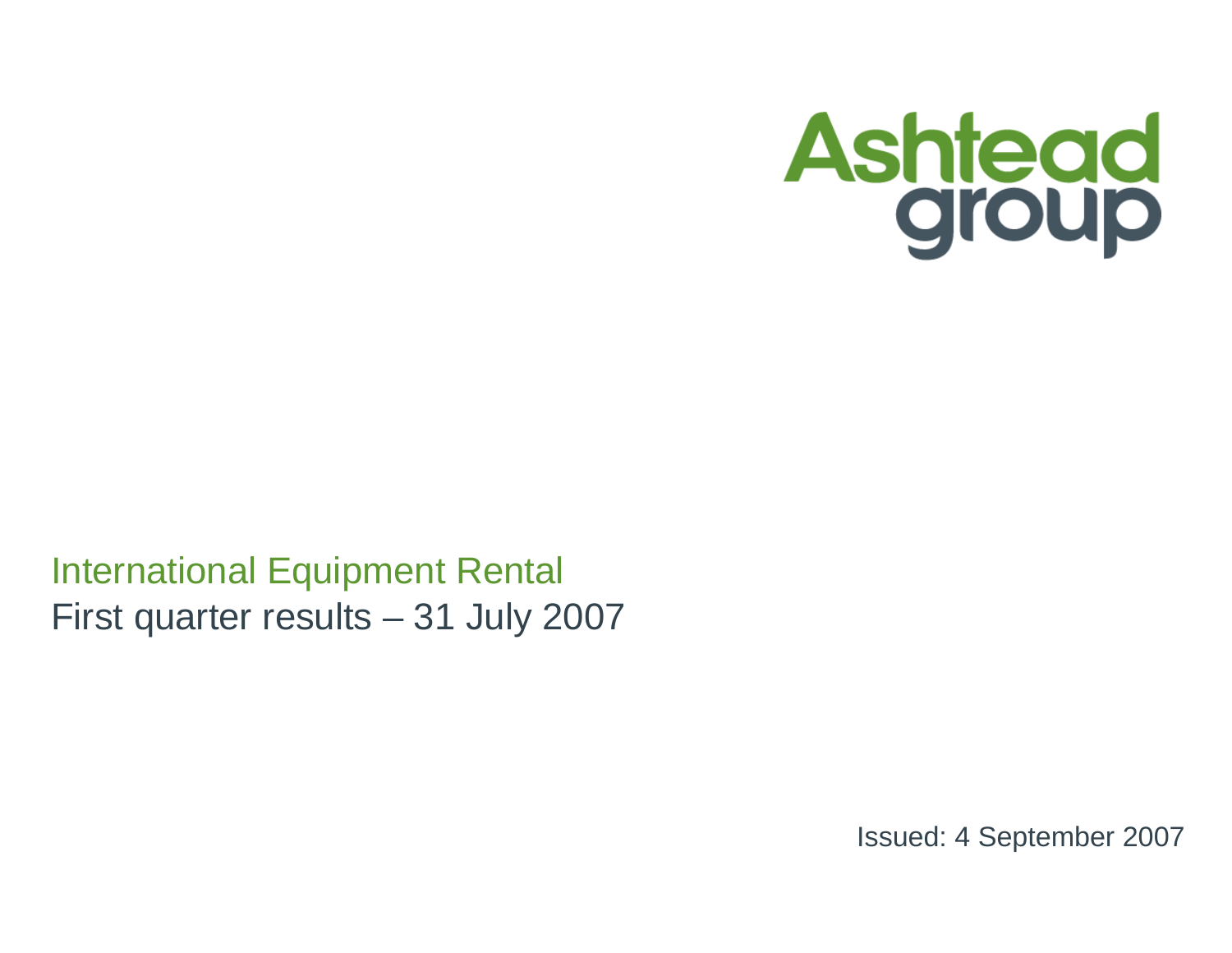# Ashtead group

International Equipment Rental

First quarter results – 31 July 2007

Issued: 4 September 2007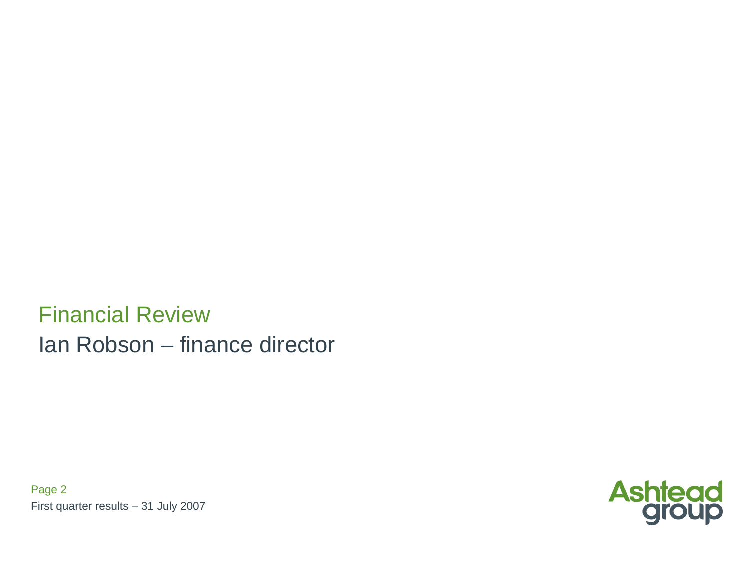# Financial Review

Ian Robson – finance director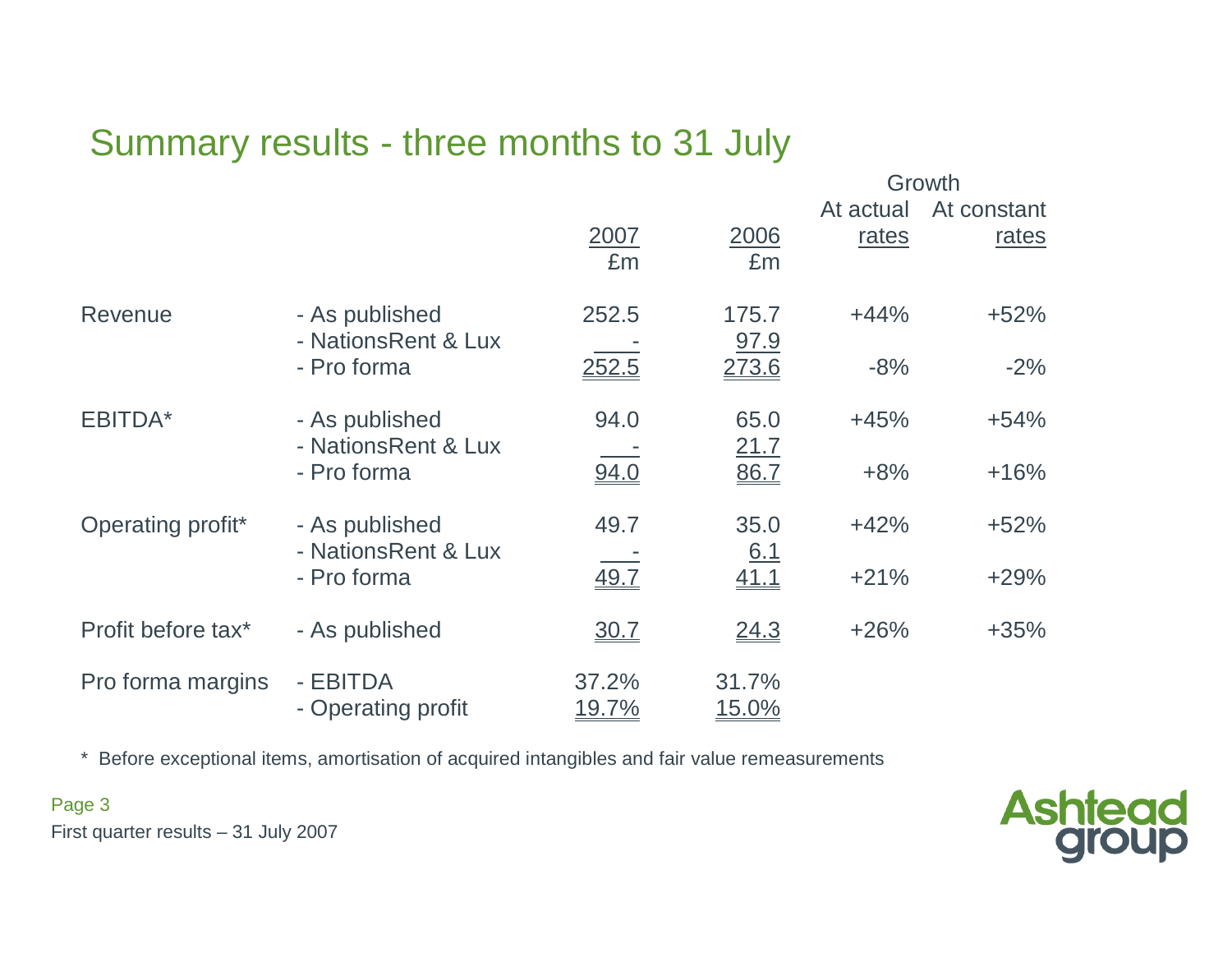## Summary results - three months to 31 July

| | | 2007 £m | 2006 £m | Growth At actual rates | Growth At constant rates |
|---|---|---|---|---|---|
| Revenue | - As published | 252.5 | 175.7 | +44% | +52% |
| | - NationsRent & Lux | - | 97.9 | | |
| | - Pro forma | 252.5 | 273.6 | -8% | -2% |
| EBITDA* | - As published | 94.0 | 65.0 | +45% | +54% |
| | - NationsRent & Lux | - | 21.7 | | |
| | - Pro forma | 94.0 | 86.7 | +8% | +16% |
| Operating profit* | - As published | 49.7 | 35.0 | +42% | +52% |
| | - NationsRent & Lux | - | 6.1 | | |
| | - Pro forma | 49.7 | 41.1 | +21% | +29% |
| Profit before tax* | - As published | 30.7 | 24.3 | +26% | +35% |
| Pro forma margins | - EBITDA | 37.2% | 31.7% | | |
| | - Operating profit | 19.7% | 15.0% | | |

* Before exceptional items, amortisation of acquired intangibles and fair value remeasurements

First quarter results – 31 July 2007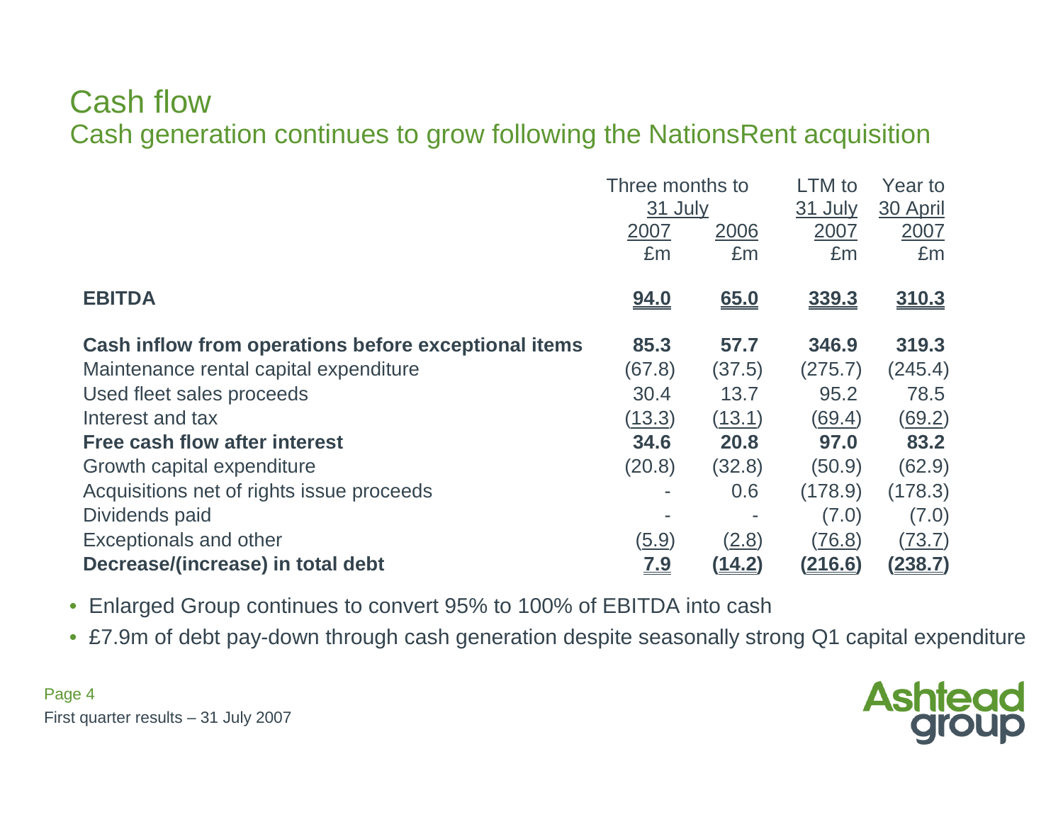# Cash flow

## Cash generation continues to grow following the NationsRent acquisition

| | Three months to 31 July | | LTM to 31 July | Year to 30 April |
|---|---|---|---|---|
| | 2007 | 2006 | 2007 | 2007 |
| | £m | £m | £m | £m |
| **EBITDA** | **94.0** | **65.0** | **339.3** | **310.3** |
| **Cash inflow from operations before exceptional items** | **85.3** | **57.7** | **346.9** | **319.3** |
| Maintenance rental capital expenditure | (67.8) | (37.5) | (275.7) | (245.4) |
| Used fleet sales proceeds | 30.4 | 13.7 | 95.2 | 78.5 |
| Interest and tax | (13.3) | (13.1) | (69.4) | (69.2) |
| **Free cash flow after interest** | **34.6** | **20.8** | **97.0** | **83.2** |
| Growth capital expenditure | (20.8) | (32.8) | (50.9) | (62.9) |
| Acquisitions net of rights issue proceeds | - | 0.6 | (178.9) | (178.3) |
| Dividends paid | - | - | (7.0) | (7.0) |
| Exceptionals and other | (5.9) | (2.8) | (76.8) | (73.7) |
| **Decrease/(increase) in total debt** | **7.9** | **(14.2)** | **(216.6)** | **(238.7)** |

- Enlarged Group continues to convert 95% to 100% of EBITDA into cash
- £7.9m of debt pay-down through cash generation despite seasonally strong Q1 capital expenditure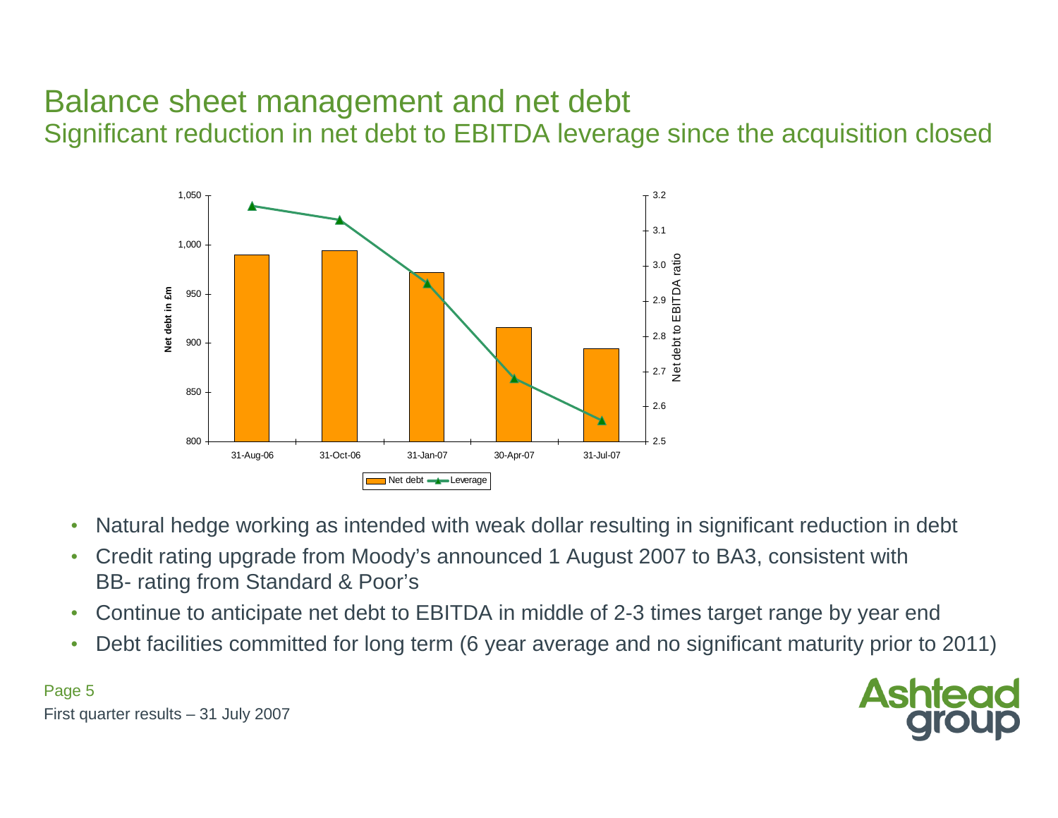# Balance sheet management and net debt

## Significant reduction in net debt to EBITDA leverage since the acquisition closed

- Natural hedge working as intended with weak dollar resulting in significant reduction in debt
- Credit rating upgrade from Moody's announced 1 August 2007 to BA3, consistent with BB- rating from Standard & Poor's
- Continue to anticipate net debt to EBITDA in middle of 2-3 times target range by year end
- Debt facilities committed for long term (6 year average and no significant maturity prior to 2011)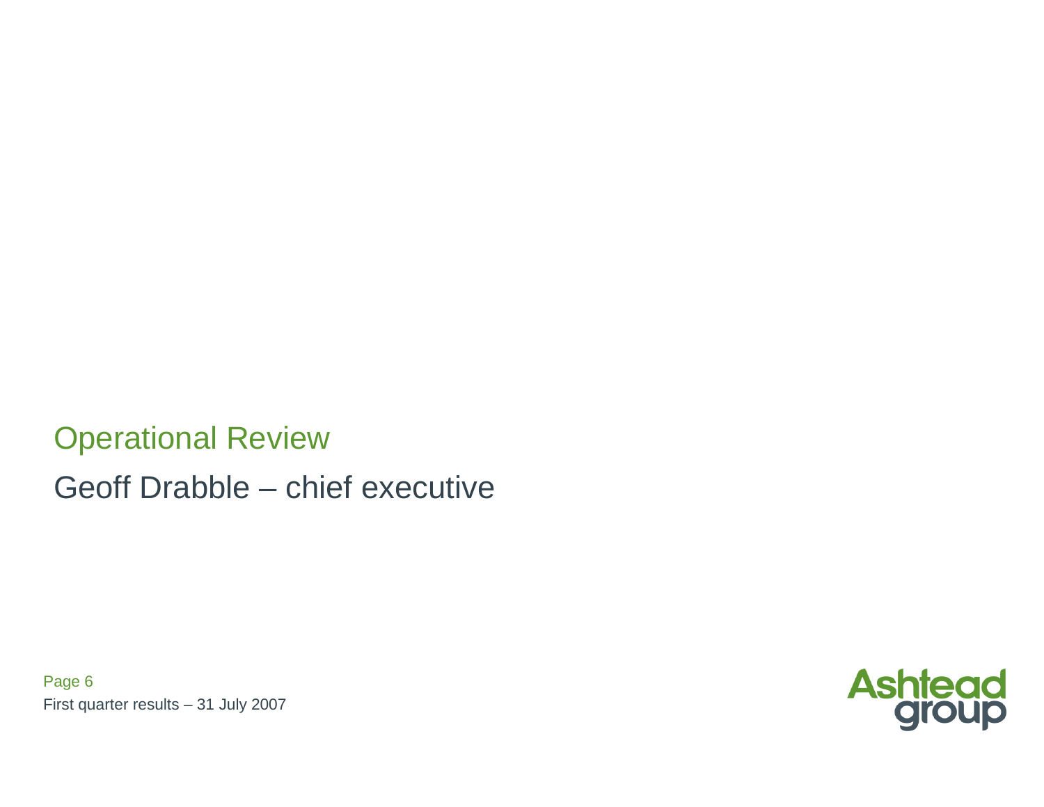## Operational Review

Geoff Drabble – chief executive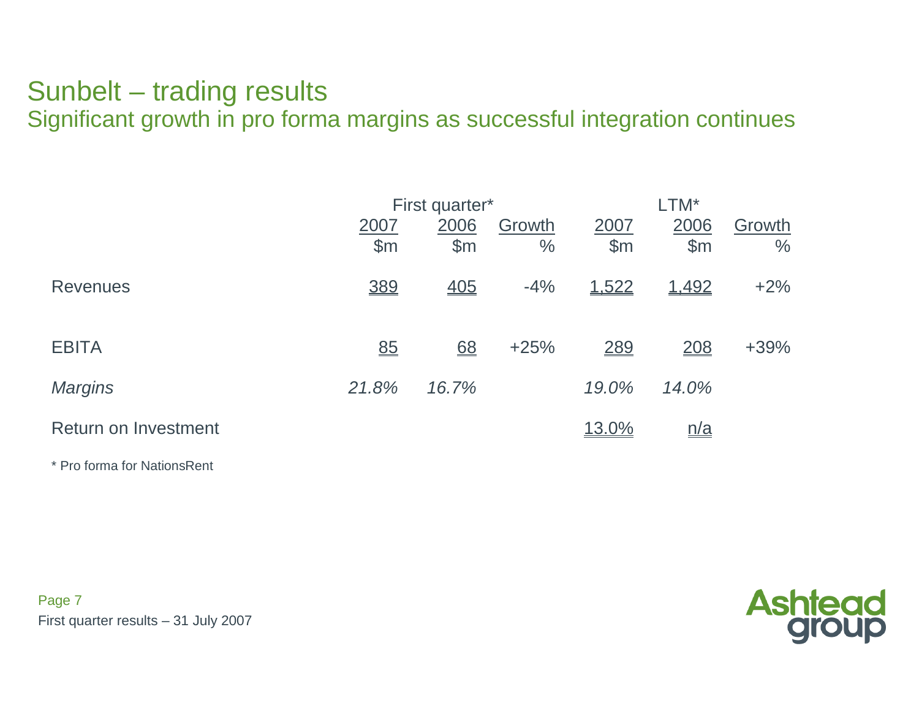# Sunbelt – trading results

## Significant growth in pro forma margins as successful integration continues

| | First quarter* | | | LTM* | | |
|---|---|---|---|---|---|---|
| | 2007 $m | 2006 $m | Growth % | 2007 $m | 2006 $m | Growth % |
| Revenues | 389 | 405 | -4% | 1,522 | 1,492 | +2% |
| EBITA | 85 | 68 | +25% | 289 | 208 | +39% |
| *Margins* | *21.8%* | *16.7%* | | *19.0%* | *14.0%* | |
| Return on Investment | | | | 13.0% | n/a | |

* Pro forma for NationsRent

First quarter results – 31 July 2007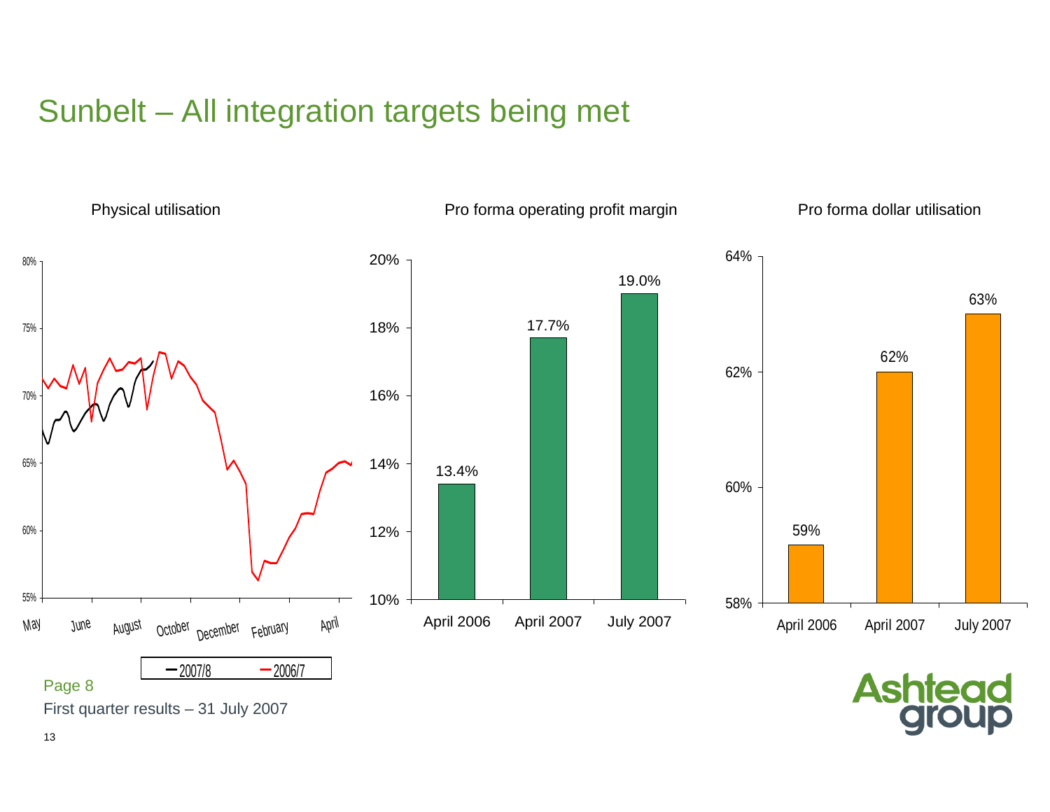# Sunbelt – All integration targets being met

**Physical utilisation**

80%, 75%, 70%, 65%, 60%, 55%

May, June, August, October, December, February, April

— 2007/8 — 2006/7

**Pro forma operating profit margin**

| | April 2006 | April 2007 | July 2007 |
|---|---|---|---|
| Pro forma operating profit margin | 13.4% | 17.7% | 19.0% |

**Pro forma dollar utilisation**

| | April 2006 | April 2007 | July 2007 |
|---|---|---|---|
| Pro forma dollar utilisation | 59% | 62% | 63% |

Page 8

First quarter results – 31 July 2007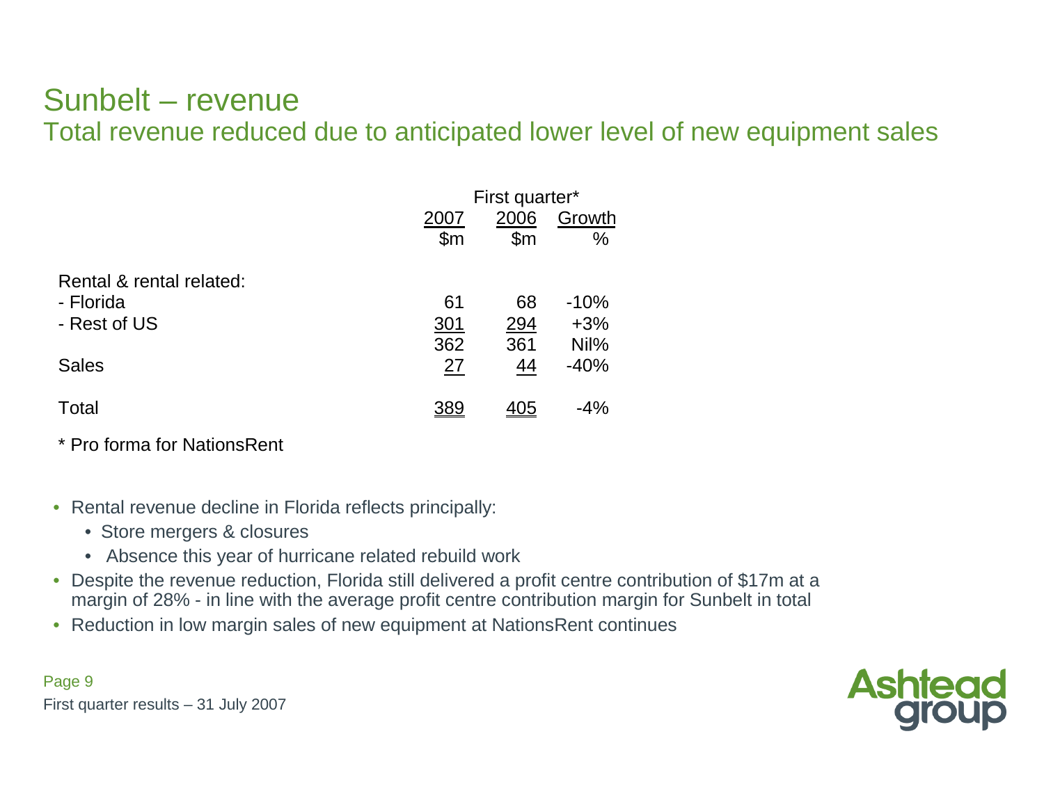# Sunbelt – revenue

## Total revenue reduced due to anticipated lower level of new equipment sales

| | First quarter* | | |
|---|---|---|---|
| | 2007 | 2006 | Growth |
| | $m | $m | % |
| Rental & rental related: | | | |
| - Florida | 61 | 68 | -10% |
| - Rest of US | 301 | 294 | +3% |
| | 362 | 361 | Nil% |
| Sales | 27 | 44 | -40% |
| Total | 389 | 405 | -4% |

\* Pro forma for NationsRent

- Rental revenue decline in Florida reflects principally:
  - Store mergers & closures
  - Absence this year of hurricane related rebuild work
- Despite the revenue reduction, Florida still delivered a profit centre contribution of $17m at a margin of 28% - in line with the average profit centre contribution margin for Sunbelt in total
- Reduction in low margin sales of new equipment at NationsRent continues

First quarter results – 31 July 2007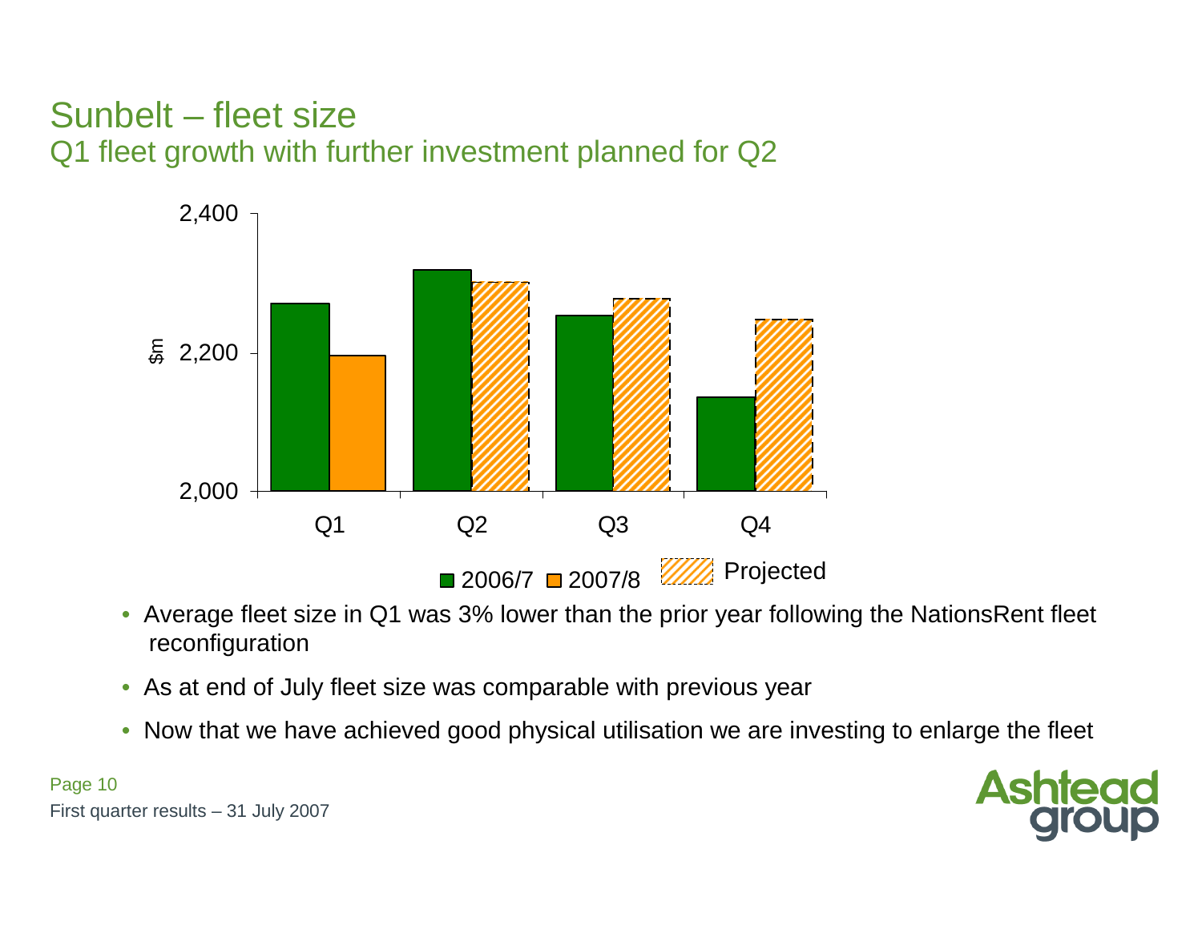# Sunbelt – fleet size

## Q1 fleet growth with further investment planned for Q2

- Average fleet size in Q1 was 3% lower than the prior year following the NationsRent fleet reconfiguration
- As at end of July fleet size was comparable with previous year
- Now that we have achieved good physical utilisation we are investing to enlarge the fleet

First quarter results – 31 July 2007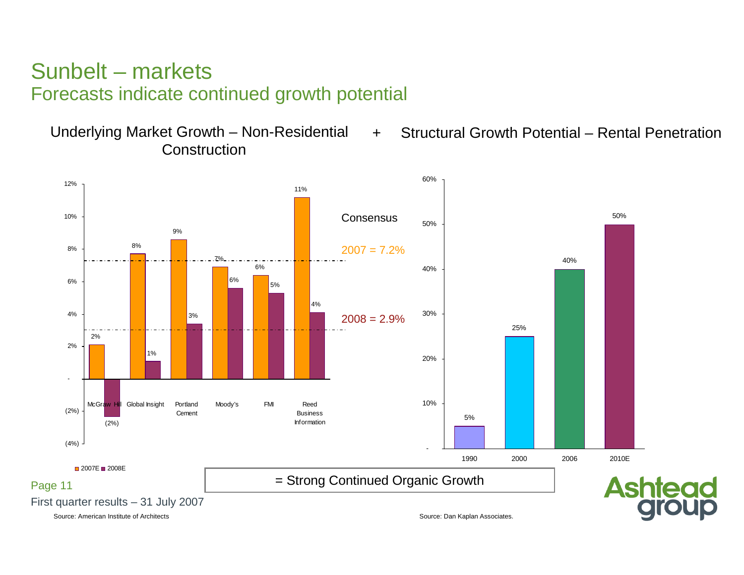# Sunbelt – markets

## Forecasts indicate continued growth potential

Underlying Market Growth – Non-Residential Construction + Structural Growth Potential – Rental Penetration

| | 2007E | 2008E |
|---|---|---|
| McGraw Hill | 2% | (2%) |
| Global Insight | 8% | 1% |
| Portland Cement | 9% | 3% |
| Moody's | 7% | 6% |
| FMI | 6% | 5% |
| Reed Business Information | 11% | 4% |

Consensus

2007 = 7.2%

2008 = 2.9%

| Year | Rental Penetration |
|---|---|
| 1990 | 5% |
| 2000 | 25% |
| 2006 | 40% |
| 2010E | 50% |

= Strong Continued Organic Growth

First quarter results – 31 July 2007

Source: American Institute of Architects

Source: Dan Kaplan Associates.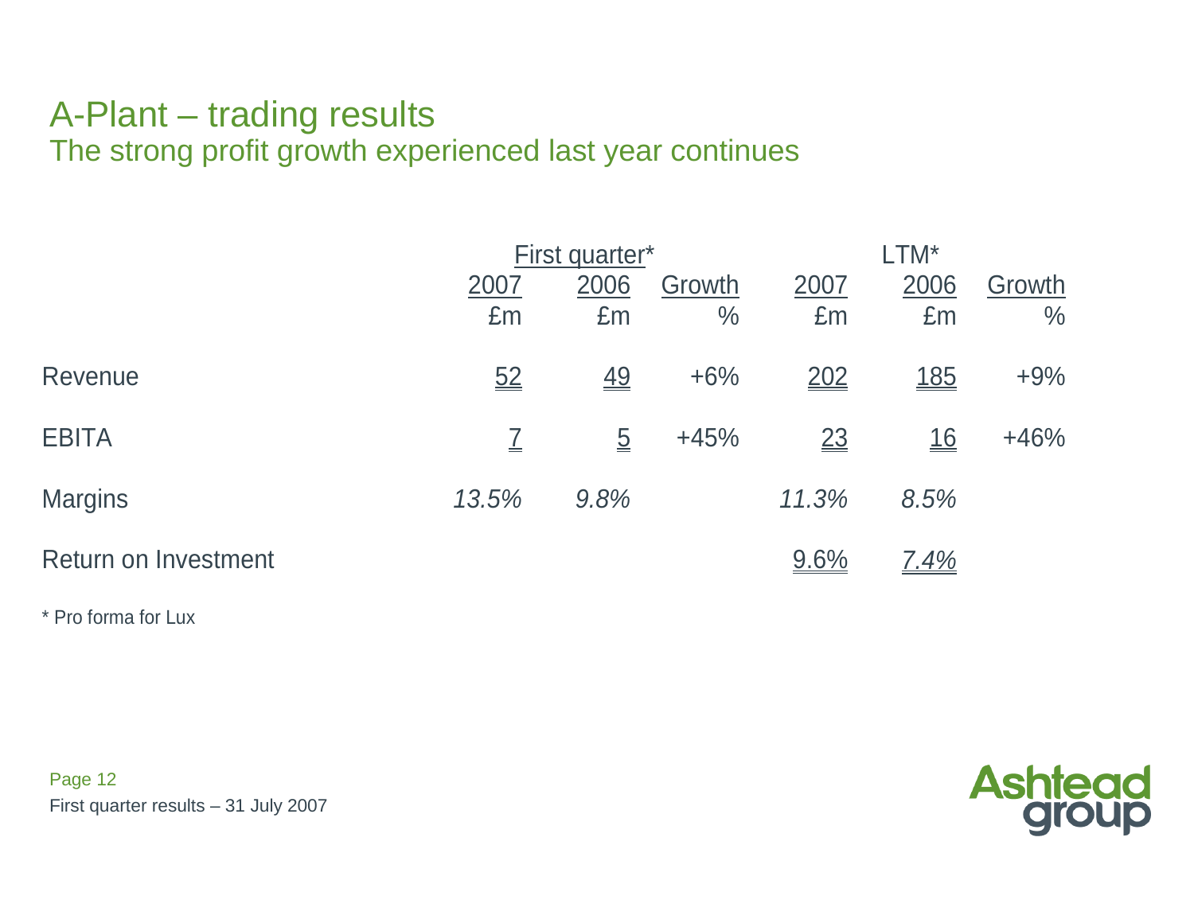# A-Plant – trading results

## The strong profit growth experienced last year continues

| | First quarter* | | | LTM* | | |
|---|---|---|---|---|---|---|
| | 2007 | 2006 | Growth | 2007 | 2006 | Growth |
| | £m | £m | % | £m | £m | % |
| Revenue | 52 | 49 | +6% | 202 | 185 | +9% |
| EBITA | 7 | 5 | +45% | 23 | 16 | +46% |
| Margins | *13.5%* | *9.8%* | | *11.3%* | *8.5%* | |
| Return on Investment | | | | 9.6% | *7.4%* | |

\* Pro forma for Lux

First quarter results – 31 July 2007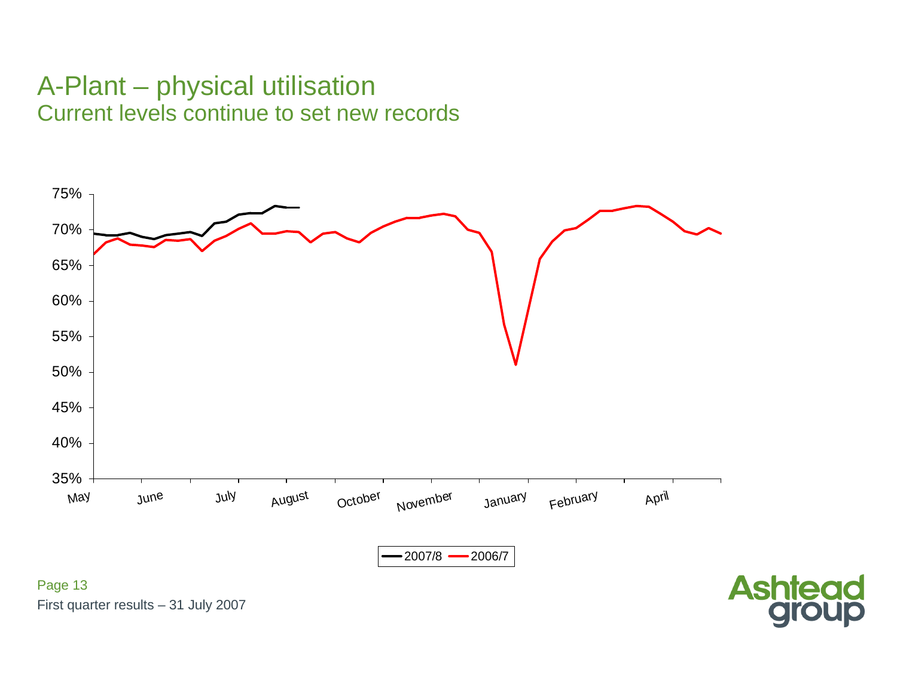# A-Plant – physical utilisation

## Current levels continue to set new records

75%
70%
65%
60%
55%
50%
45%
40%
35%

May June July August October November January February April

2007/8 2006/7

First quarter results – 31 July 2007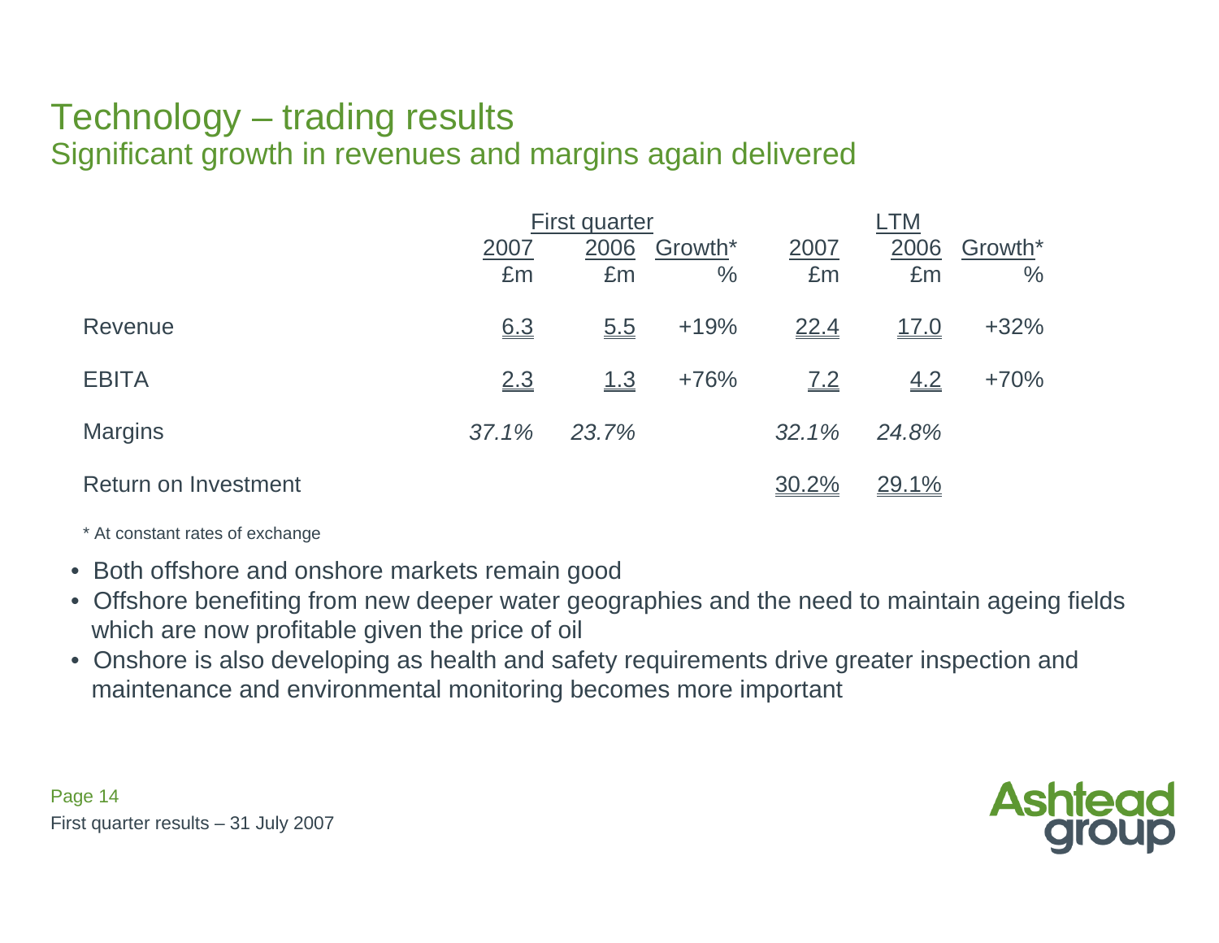# Technology – trading results

## Significant growth in revenues and margins again delivered

| | First quarter | | | LTM | | |
|---|---|---|---|---|---|---|
| | 2007 | 2006 | Growth* | 2007 | 2006 | Growth* |
| | £m | £m | % | £m | £m | % |
| Revenue | 6.3 | 5.5 | +19% | 22.4 | 17.0 | +32% |
| EBITA | 2.3 | 1.3 | +76% | 7.2 | 4.2 | +70% |
| Margins | *37.1%* | *23.7%* | | *32.1%* | *24.8%* | |
| Return on Investment | | | | 30.2% | 29.1% | |

\* At constant rates of exchange

- Both offshore and onshore markets remain good
- Offshore benefiting from new deeper water geographies and the need to maintain ageing fields which are now profitable given the price of oil
- Onshore is also developing as health and safety requirements drive greater inspection and maintenance and environmental monitoring becomes more important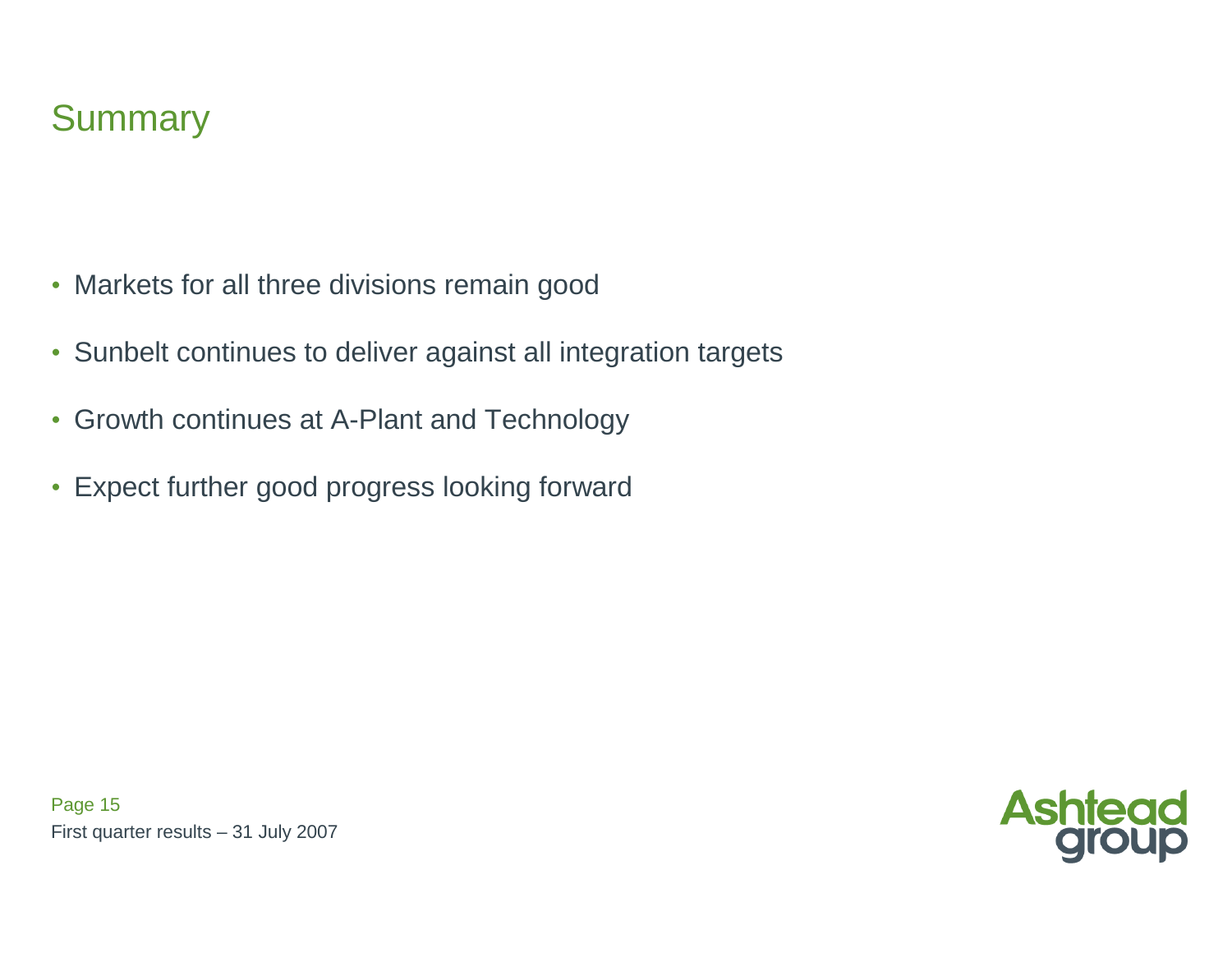# Summary

- Markets for all three divisions remain good
- Sunbelt continues to deliver against all integration targets
- Growth continues at A-Plant and Technology
- Expect further good progress looking forward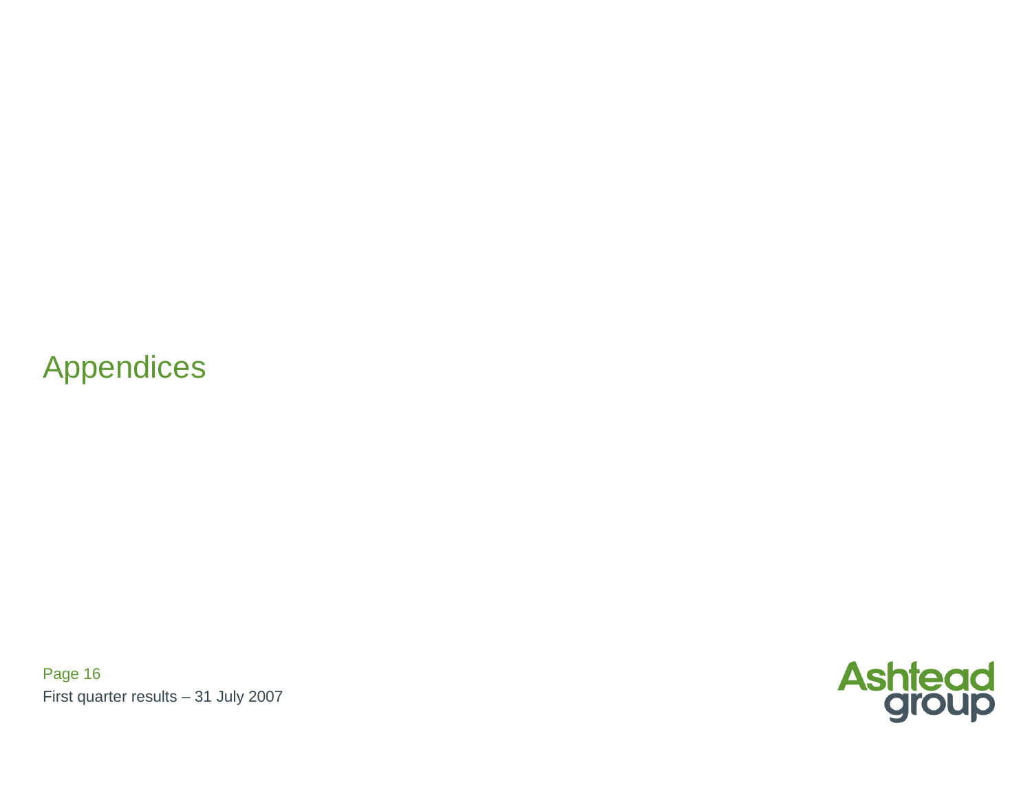# Appendices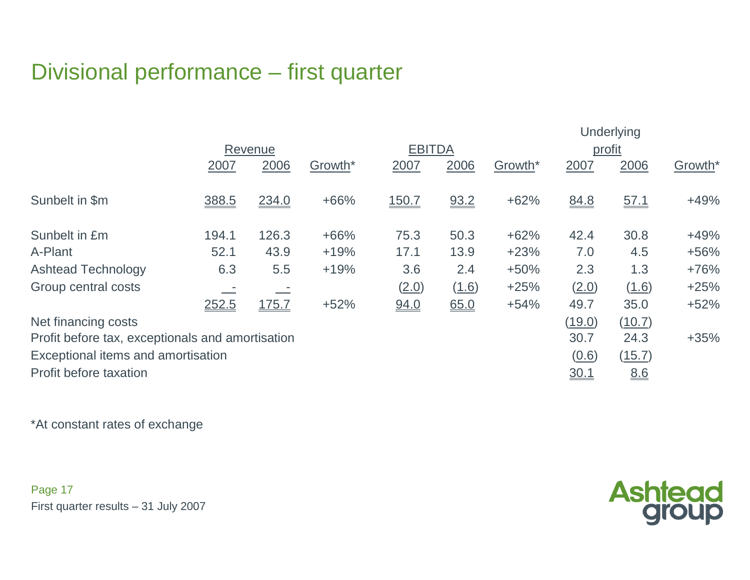# Divisional performance – first quarter

| | Revenue | | | EBITDA | | | Underlying profit | | |
|---|---|---|---|---|---|---|---|---|---|
| | 2007 | 2006 | Growth* | 2007 | 2006 | Growth* | 2007 | 2006 | Growth* |
| Sunbelt in $m | 388.5 | 234.0 | +66% | 150.7 | 93.2 | +62% | 84.8 | 57.1 | +49% |
| Sunbelt in £m | 194.1 | 126.3 | +66% | 75.3 | 50.3 | +62% | 42.4 | 30.8 | +49% |
| A-Plant | 52.1 | 43.9 | +19% | 17.1 | 13.9 | +23% | 7.0 | 4.5 | +56% |
| Ashtead Technology | 6.3 | 5.5 | +19% | 3.6 | 2.4 | +50% | 2.3 | 1.3 | +76% |
| Group central costs | - | - | | (2.0) | (1.6) | +25% | (2.0) | (1.6) | +25% |
| | 252.5 | 175.7 | +52% | 94.0 | 65.0 | +54% | 49.7 | 35.0 | +52% |
| Net financing costs | | | | | | | (19.0) | (10.7) | |
| Profit before tax, exceptionals and amortisation | | | | | | | 30.7 | 24.3 | +35% |
| Exceptional items and amortisation | | | | | | | (0.6) | (15.7) | |
| Profit before taxation | | | | | | | 30.1 | 8.6 | |

*At constant rates of exchange

First quarter results – 31 July 2007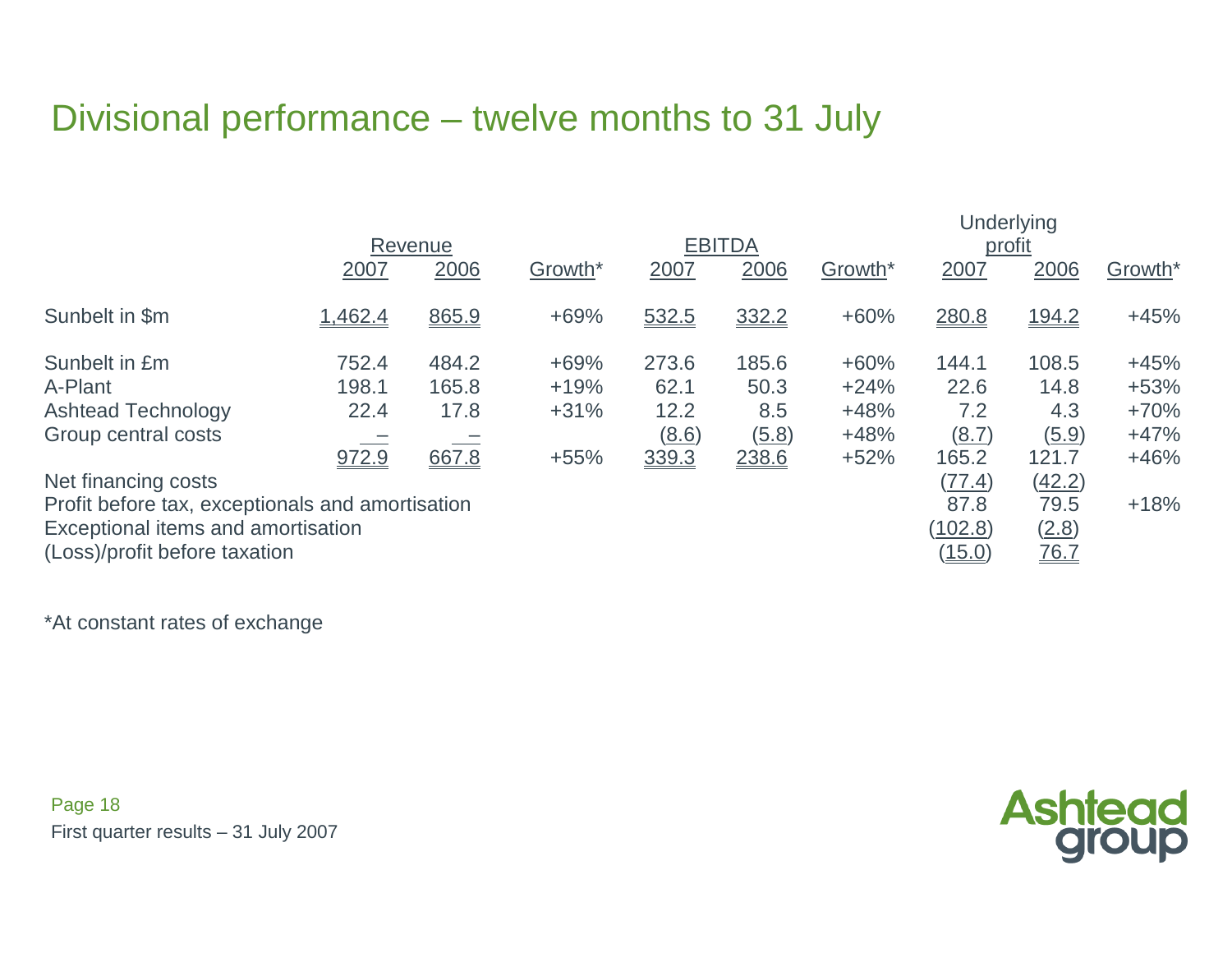# Divisional performance – twelve months to 31 July

| | Revenue | | | EBITDA | | | Underlying profit | | |
|---|---|---|---|---|---|---|---|---|---|
| | 2007 | 2006 | Growth* | 2007 | 2006 | Growth* | 2007 | 2006 | Growth* |
| Sunbelt in $m | 1,462.4 | 865.9 | +69% | 532.5 | 332.2 | +60% | 280.8 | 194.2 | +45% |
| Sunbelt in £m | 752.4 | 484.2 | +69% | 273.6 | 185.6 | +60% | 144.1 | 108.5 | +45% |
| A-Plant | 198.1 | 165.8 | +19% | 62.1 | 50.3 | +24% | 22.6 | 14.8 | +53% |
| Ashtead Technology | 22.4 | 17.8 | +31% | 12.2 | 8.5 | +48% | 7.2 | 4.3 | +70% |
| Group central costs | – | – | | (8.6) | (5.8) | +48% | (8.7) | (5.9) | +47% |
| | 972.9 | 667.8 | +55% | 339.3 | 238.6 | +52% | 165.2 | 121.7 | +46% |
| Net financing costs | | | | | | | (77.4) | (42.2) | |
| Profit before tax, exceptionals and amortisation | | | | | | | 87.8 | 79.5 | +18% |
| Exceptional items and amortisation | | | | | | | (102.8) | (2.8) | |
| (Loss)/profit before taxation | | | | | | | (15.0) | 76.7 | |

*At constant rates of exchange

First quarter results – 31 July 2007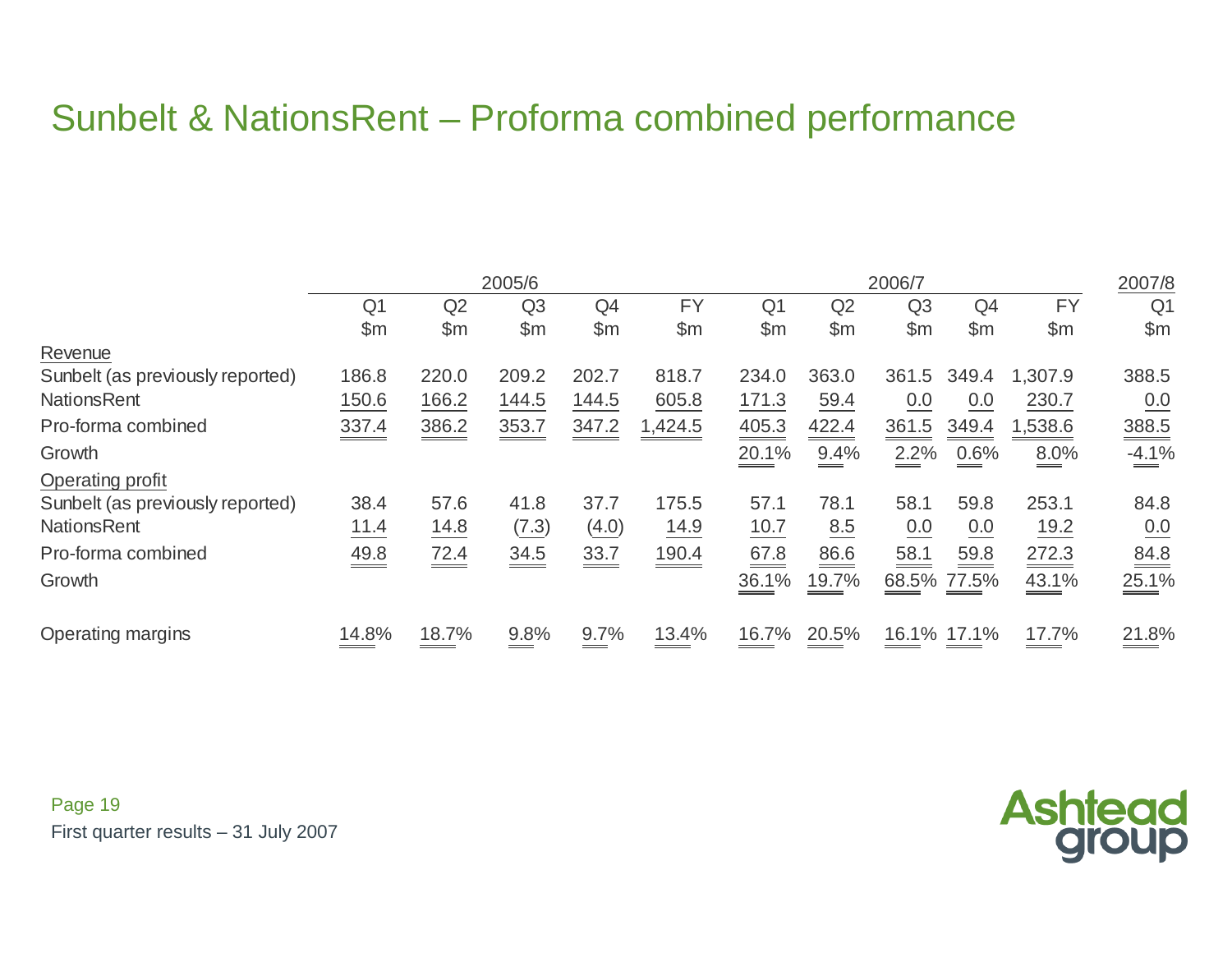# Sunbelt & NationsRent – Proforma combined performance

| | 2005/6 | | | | | 2006/7 | | | | | 2007/8 |
|---|---|---|---|---|---|---|---|---|---|---|---|
| | Q1 | Q2 | Q3 | Q4 | FY | Q1 | Q2 | Q3 | Q4 | FY | Q1 |
| | $m | $m | $m | $m | $m | $m | $m | $m | $m | $m | $m |
| Revenue | | | | | | | | | | | |
| Sunbelt (as previously reported) | 186.8 | 220.0 | 209.2 | 202.7 | 818.7 | 234.0 | 363.0 | 361.5 | 349.4 | 1,307.9 | 388.5 |
| NationsRent | 150.6 | 166.2 | 144.5 | 144.5 | 605.8 | 171.3 | 59.4 | 0.0 | 0.0 | 230.7 | 0.0 |
| Pro-forma combined | 337.4 | 386.2 | 353.7 | 347.2 | 1,424.5 | 405.3 | 422.4 | 361.5 | 349.4 | 1,538.6 | 388.5 |
| Growth | | | | | | 20.1% | 9.4% | 2.2% | 0.6% | 8.0% | -4.1% |
| Operating profit | | | | | | | | | | | |
| Sunbelt (as previously reported) | 38.4 | 57.6 | 41.8 | 37.7 | 175.5 | 57.1 | 78.1 | 58.1 | 59.8 | 253.1 | 84.8 |
| NationsRent | 11.4 | 14.8 | (7.3) | (4.0) | 14.9 | 10.7 | 8.5 | 0.0 | 0.0 | 19.2 | 0.0 |
| Pro-forma combined | 49.8 | 72.4 | 34.5 | 33.7 | 190.4 | 67.8 | 86.6 | 58.1 | 59.8 | 272.3 | 84.8 |
| Growth | | | | | | 36.1% | 19.7% | 68.5% | 77.5% | 43.1% | 25.1% |
| Operating margins | 14.8% | 18.7% | 9.8% | 9.7% | 13.4% | 16.7% | 20.5% | 16.1% | 17.1% | 17.7% | 21.8% |

First quarter results – 31 July 2007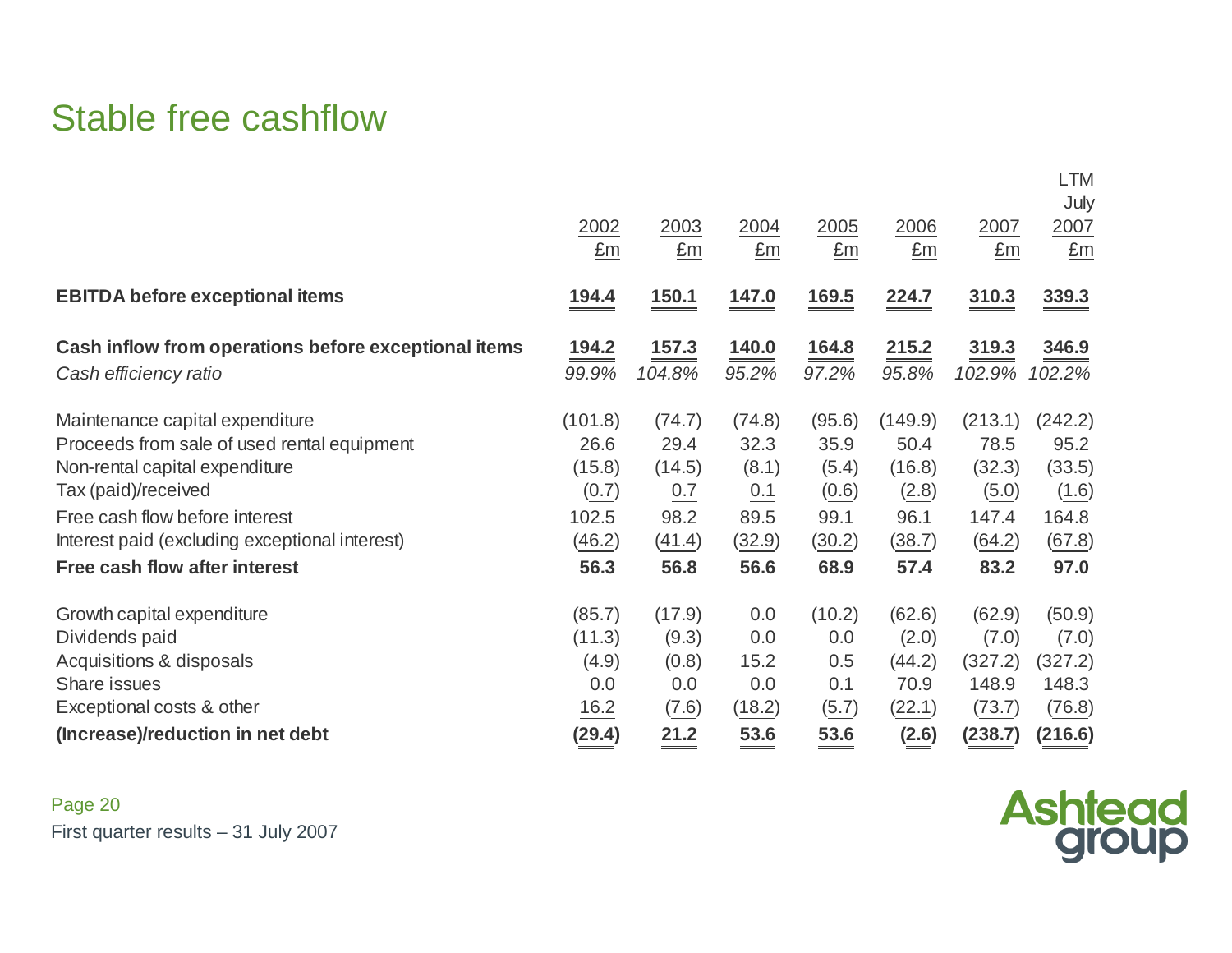# Stable free cashflow

| | 2002 £m | 2003 £m | 2004 £m | 2005 £m | 2006 £m | 2007 £m | LTM July 2007 £m |
|---|---|---|---|---|---|---|---|
| **EBITDA before exceptional items** | **194.4** | **150.1** | **147.0** | **169.5** | **224.7** | **310.3** | **339.3** |
| **Cash inflow from operations before exceptional items** | **194.2** | **157.3** | **140.0** | **164.8** | **215.2** | **319.3** | **346.9** |
| *Cash efficiency ratio* | *99.9%* | *104.8%* | *95.2%* | *97.2%* | *95.8%* | *102.9%* | *102.2%* |
| Maintenance capital expenditure | (101.8) | (74.7) | (74.8) | (95.6) | (149.9) | (213.1) | (242.2) |
| Proceeds from sale of used rental equipment | 26.6 | 29.4 | 32.3 | 35.9 | 50.4 | 78.5 | 95.2 |
| Non-rental capital expenditure | (15.8) | (14.5) | (8.1) | (5.4) | (16.8) | (32.3) | (33.5) |
| Tax (paid)/received | (0.7) | 0.7 | 0.1 | (0.6) | (2.8) | (5.0) | (1.6) |
| Free cash flow before interest | 102.5 | 98.2 | 89.5 | 99.1 | 96.1 | 147.4 | 164.8 |
| Interest paid (excluding exceptional interest) | (46.2) | (41.4) | (32.9) | (30.2) | (38.7) | (64.2) | (67.8) |
| **Free cash flow after interest** | **56.3** | **56.8** | **56.6** | **68.9** | **57.4** | **83.2** | **97.0** |
| Growth capital expenditure | (85.7) | (17.9) | 0.0 | (10.2) | (62.6) | (62.9) | (50.9) |
| Dividends paid | (11.3) | (9.3) | 0.0 | 0.0 | (2.0) | (7.0) | (7.0) |
| Acquisitions & disposals | (4.9) | (0.8) | 15.2 | 0.5 | (44.2) | (327.2) | (327.2) |
| Share issues | 0.0 | 0.0 | 0.0 | 0.1 | 70.9 | 148.9 | 148.3 |
| Exceptional costs & other | 16.2 | (7.6) | (18.2) | (5.7) | (22.1) | (73.7) | (76.8) |
| **(Increase)/reduction in net debt** | **(29.4)** | **21.2** | **53.6** | **53.6** | **(2.6)** | **(238.7)** | **(216.6)** |

First quarter results – 31 July 2007

Ashtead group